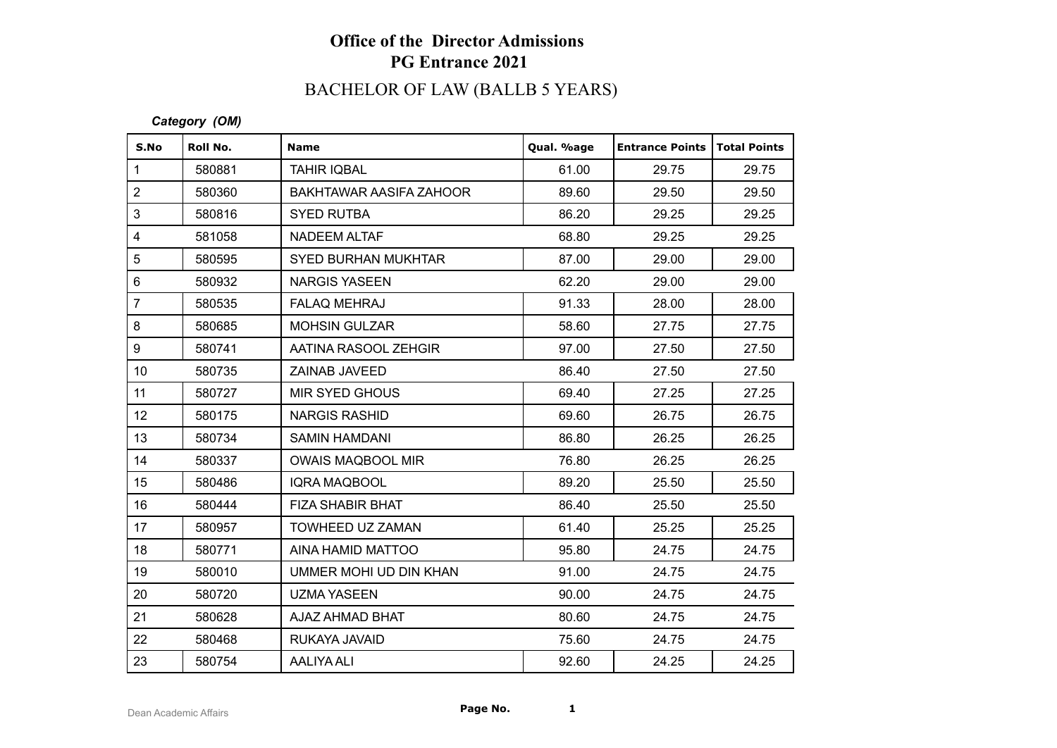# Office of the Director Admissions
## PG Entrance 2021

### BACHELOR OF LAW (BALLB 5 YEARS)

***Category (OM)***

| S.No | Roll No. | Name | Qual. %age | Entrance Points | Total Points |
|---|---|---|---|---|---|
| 1 | 580881 | TAHIR IQBAL | 61.00 | 29.75 | 29.75 |
| 2 | 580360 | BAKHTAWAR AASIFA ZAHOOR | 89.60 | 29.50 | 29.50 |
| 3 | 580816 | SYED RUTBA | 86.20 | 29.25 | 29.25 |
| 4 | 581058 | NADEEM ALTAF | 68.80 | 29.25 | 29.25 |
| 5 | 580595 | SYED BURHAN MUKHTAR | 87.00 | 29.00 | 29.00 |
| 6 | 580932 | NARGIS YASEEN | 62.20 | 29.00 | 29.00 |
| 7 | 580535 | FALAQ MEHRAJ | 91.33 | 28.00 | 28.00 |
| 8 | 580685 | MOHSIN GULZAR | 58.60 | 27.75 | 27.75 |
| 9 | 580741 | AATINA RASOOL ZEHGIR | 97.00 | 27.50 | 27.50 |
| 10 | 580735 | ZAINAB JAVEED | 86.40 | 27.50 | 27.50 |
| 11 | 580727 | MIR SYED GHOUS | 69.40 | 27.25 | 27.25 |
| 12 | 580175 | NARGIS RASHID | 69.60 | 26.75 | 26.75 |
| 13 | 580734 | SAMIN HAMDANI | 86.80 | 26.25 | 26.25 |
| 14 | 580337 | OWAIS MAQBOOL MIR | 76.80 | 26.25 | 26.25 |
| 15 | 580486 | IQRA MAQBOOL | 89.20 | 25.50 | 25.50 |
| 16 | 580444 | FIZA SHABIR BHAT | 86.40 | 25.50 | 25.50 |
| 17 | 580957 | TOWHEED UZ ZAMAN | 61.40 | 25.25 | 25.25 |
| 18 | 580771 | AINA HAMID MATTOO | 95.80 | 24.75 | 24.75 |
| 19 | 580010 | UMMER MOHI UD DIN KHAN | 91.00 | 24.75 | 24.75 |
| 20 | 580720 | UZMA YASEEN | 90.00 | 24.75 | 24.75 |
| 21 | 580628 | AJAZ AHMAD BHAT | 80.60 | 24.75 | 24.75 |
| 22 | 580468 | RUKAYA JAVAID | 75.60 | 24.75 | 24.75 |
| 23 | 580754 | AALIYA ALI | 92.60 | 24.25 | 24.25 |

Dean Academic Affairs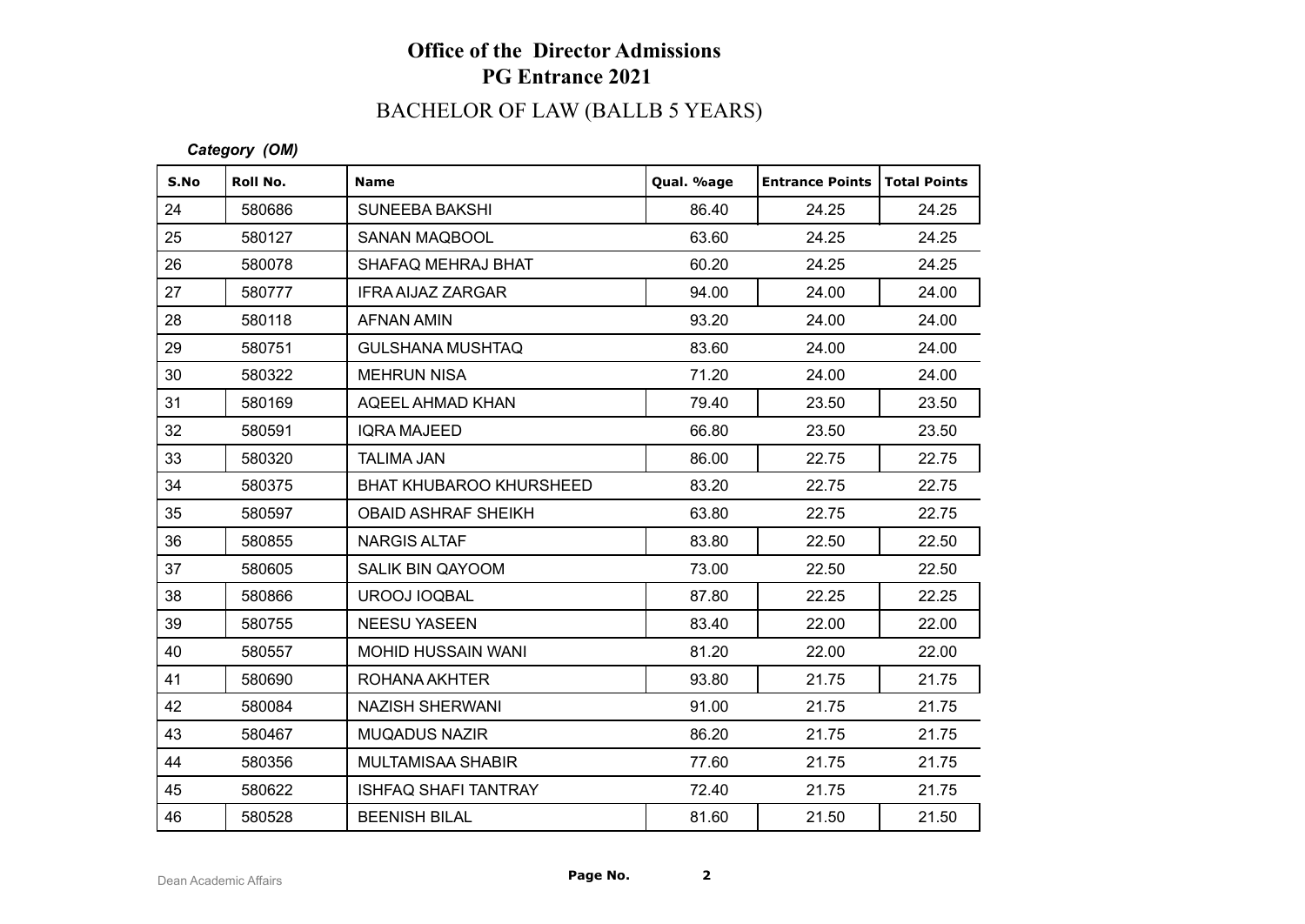# Office of the Director Admissions
## PG Entrance 2021

## BACHELOR OF LAW (BALLB 5 YEARS)

***Category (OM)***

| S.No | Roll No. | Name | Qual. %age | Entrance Points | Total Points |
|---|---|---|---|---|---|
| 24 | 580686 | SUNEEBA BAKSHI | 86.40 | 24.25 | 24.25 |
| 25 | 580127 | SANAN MAQBOOL | 63.60 | 24.25 | 24.25 |
| 26 | 580078 | SHAFAQ MEHRAJ BHAT | 60.20 | 24.25 | 24.25 |
| 27 | 580777 | IFRA AIJAZ ZARGAR | 94.00 | 24.00 | 24.00 |
| 28 | 580118 | AFNAN AMIN | 93.20 | 24.00 | 24.00 |
| 29 | 580751 | GULSHANA MUSHTAQ | 83.60 | 24.00 | 24.00 |
| 30 | 580322 | MEHRUN NISA | 71.20 | 24.00 | 24.00 |
| 31 | 580169 | AQEEL AHMAD KHAN | 79.40 | 23.50 | 23.50 |
| 32 | 580591 | IQRA MAJEED | 66.80 | 23.50 | 23.50 |
| 33 | 580320 | TALIMA JAN | 86.00 | 22.75 | 22.75 |
| 34 | 580375 | BHAT KHUBAROO KHURSHEED | 83.20 | 22.75 | 22.75 |
| 35 | 580597 | OBAID ASHRAF SHEIKH | 63.80 | 22.75 | 22.75 |
| 36 | 580855 | NARGIS ALTAF | 83.80 | 22.50 | 22.50 |
| 37 | 580605 | SALIK BIN QAYOOM | 73.00 | 22.50 | 22.50 |
| 38 | 580866 | UROOJ IOQBAL | 87.80 | 22.25 | 22.25 |
| 39 | 580755 | NEESU YASEEN | 83.40 | 22.00 | 22.00 |
| 40 | 580557 | MOHID HUSSAIN WANI | 81.20 | 22.00 | 22.00 |
| 41 | 580690 | ROHANA AKHTER | 93.80 | 21.75 | 21.75 |
| 42 | 580084 | NAZISH SHERWANI | 91.00 | 21.75 | 21.75 |
| 43 | 580467 | MUQADUS NAZIR | 86.20 | 21.75 | 21.75 |
| 44 | 580356 | MULTAMISAA SHABIR | 77.60 | 21.75 | 21.75 |
| 45 | 580622 | ISHFAQ SHAFI TANTRAY | 72.40 | 21.75 | 21.75 |
| 46 | 580528 | BEENISH BILAL | 81.60 | 21.50 | 21.50 |

Dean Academic Affairs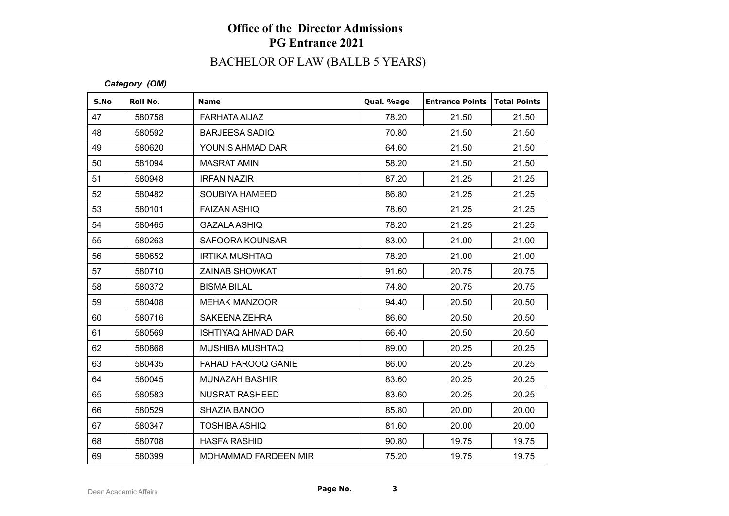# Office of the Director Admissions
## PG Entrance 2021
## BACHELOR OF LAW (BALLB 5 YEARS)

*Category (OM)*

| S.No | Roll No. | Name | Qual. %age | Entrance Points | Total Points |
|---|---|---|---|---|---|
| 47 | 580758 | FARHATA AIJAZ | 78.20 | 21.50 | 21.50 |
| 48 | 580592 | BARJEESA SADIQ | 70.80 | 21.50 | 21.50 |
| 49 | 580620 | YOUNIS AHMAD DAR | 64.60 | 21.50 | 21.50 |
| 50 | 581094 | MASRAT AMIN | 58.20 | 21.50 | 21.50 |
| 51 | 580948 | IRFAN NAZIR | 87.20 | 21.25 | 21.25 |
| 52 | 580482 | SOUBIYA HAMEED | 86.80 | 21.25 | 21.25 |
| 53 | 580101 | FAIZAN ASHIQ | 78.60 | 21.25 | 21.25 |
| 54 | 580465 | GAZALA ASHIQ | 78.20 | 21.25 | 21.25 |
| 55 | 580263 | SAFOORA KOUNSAR | 83.00 | 21.00 | 21.00 |
| 56 | 580652 | IRTIKA MUSHTAQ | 78.20 | 21.00 | 21.00 |
| 57 | 580710 | ZAINAB SHOWKAT | 91.60 | 20.75 | 20.75 |
| 58 | 580372 | BISMA BILAL | 74.80 | 20.75 | 20.75 |
| 59 | 580408 | MEHAK MANZOOR | 94.40 | 20.50 | 20.50 |
| 60 | 580716 | SAKEENA ZEHRA | 86.60 | 20.50 | 20.50 |
| 61 | 580569 | ISHTIYAQ AHMAD DAR | 66.40 | 20.50 | 20.50 |
| 62 | 580868 | MUSHIBA MUSHTAQ | 89.00 | 20.25 | 20.25 |
| 63 | 580435 | FAHAD FAROOQ GANIE | 86.00 | 20.25 | 20.25 |
| 64 | 580045 | MUNAZAH BASHIR | 83.60 | 20.25 | 20.25 |
| 65 | 580583 | NUSRAT RASHEED | 83.60 | 20.25 | 20.25 |
| 66 | 580529 | SHAZIA BANOO | 85.80 | 20.00 | 20.00 |
| 67 | 580347 | TOSHIBA ASHIQ | 81.60 | 20.00 | 20.00 |
| 68 | 580708 | HASFA RASHID | 90.80 | 19.75 | 19.75 |
| 69 | 580399 | MOHAMMAD FARDEEN MIR | 75.20 | 19.75 | 19.75 |

Dean Academic Affairs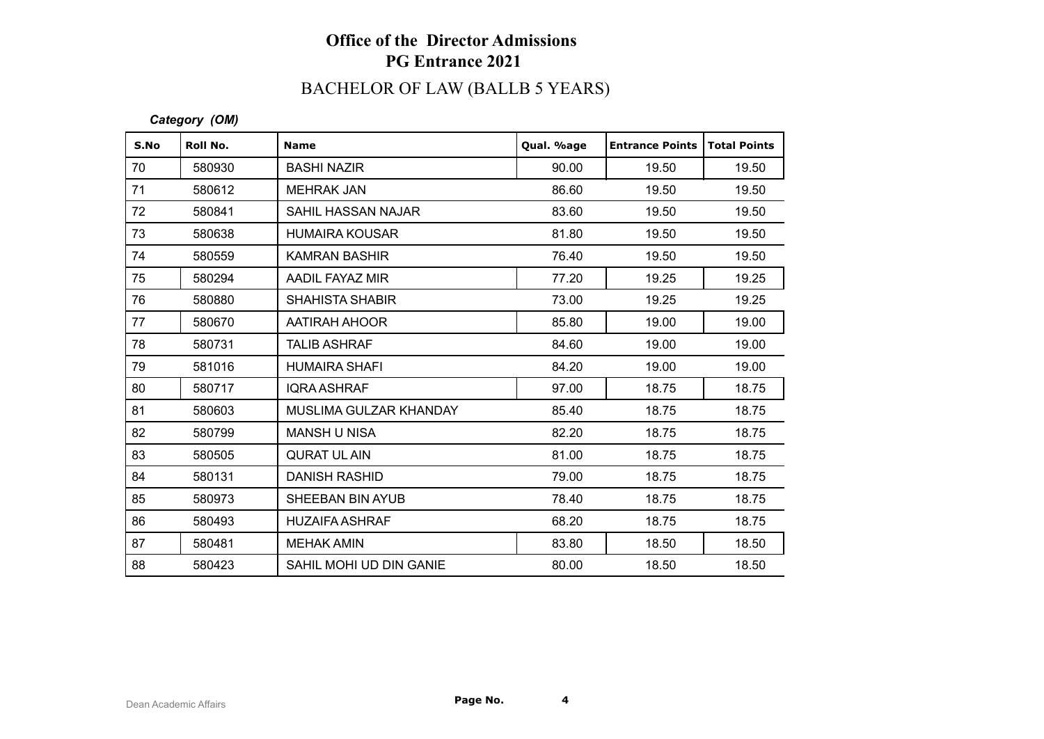# Office of the Director Admissions
## PG Entrance 2021
## BACHELOR OF LAW (BALLB 5 YEARS)

***Category (OM)***

| S.No | Roll No. | Name | Qual. %age | Entrance Points | Total Points |
|---|---|---|---|---|---|
| 70 | 580930 | BASHI NAZIR | 90.00 | 19.50 | 19.50 |
| 71 | 580612 | MEHRAK JAN | 86.60 | 19.50 | 19.50 |
| 72 | 580841 | SAHIL HASSAN NAJAR | 83.60 | 19.50 | 19.50 |
| 73 | 580638 | HUMAIRA KOUSAR | 81.80 | 19.50 | 19.50 |
| 74 | 580559 | KAMRAN BASHIR | 76.40 | 19.50 | 19.50 |
| 75 | 580294 | AADIL FAYAZ MIR | 77.20 | 19.25 | 19.25 |
| 76 | 580880 | SHAHISTA SHABIR | 73.00 | 19.25 | 19.25 |
| 77 | 580670 | AATIRAH AHOOR | 85.80 | 19.00 | 19.00 |
| 78 | 580731 | TALIB ASHRAF | 84.60 | 19.00 | 19.00 |
| 79 | 581016 | HUMAIRA SHAFI | 84.20 | 19.00 | 19.00 |
| 80 | 580717 | IQRA ASHRAF | 97.00 | 18.75 | 18.75 |
| 81 | 580603 | MUSLIMA GULZAR KHANDAY | 85.40 | 18.75 | 18.75 |
| 82 | 580799 | MANSH U NISA | 82.20 | 18.75 | 18.75 |
| 83 | 580505 | QURAT UL AIN | 81.00 | 18.75 | 18.75 |
| 84 | 580131 | DANISH RASHID | 79.00 | 18.75 | 18.75 |
| 85 | 580973 | SHEEBAN BIN AYUB | 78.40 | 18.75 | 18.75 |
| 86 | 580493 | HUZAIFA ASHRAF | 68.20 | 18.75 | 18.75 |
| 87 | 580481 | MEHAK AMIN | 83.80 | 18.50 | 18.50 |
| 88 | 580423 | SAHIL MOHI UD DIN GANIE | 80.00 | 18.50 | 18.50 |

Dean Academic Affairs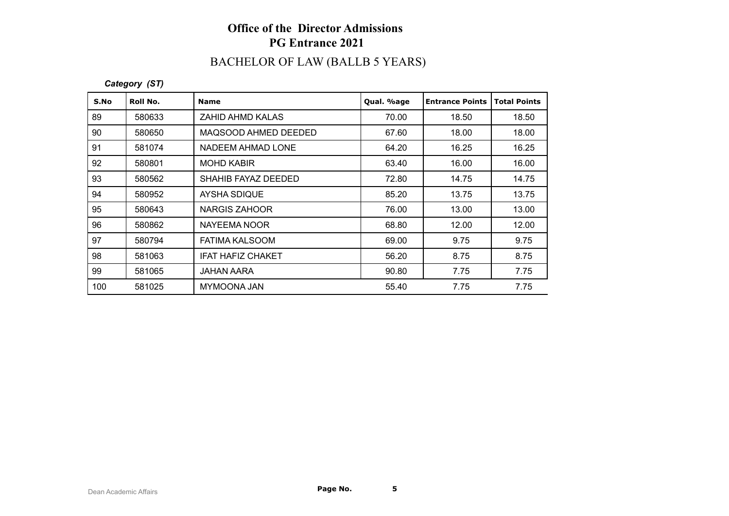# Office of the Director Admissions
## PG Entrance 2021
## BACHELOR OF LAW (BALLB 5 YEARS)

*Category (ST)*

| S.No | Roll No. | Name | Qual. %age | Entrance Points | Total Points |
|---|---|---|---|---|---|
| 89 | 580633 | ZAHID AHMD KALAS | 70.00 | 18.50 | 18.50 |
| 90 | 580650 | MAQSOOD AHMED DEEDED | 67.60 | 18.00 | 18.00 |
| 91 | 581074 | NADEEM AHMAD LONE | 64.20 | 16.25 | 16.25 |
| 92 | 580801 | MOHD KABIR | 63.40 | 16.00 | 16.00 |
| 93 | 580562 | SHAHIB FAYAZ DEEDED | 72.80 | 14.75 | 14.75 |
| 94 | 580952 | AYSHA SDIQUE | 85.20 | 13.75 | 13.75 |
| 95 | 580643 | NARGIS ZAHOOR | 76.00 | 13.00 | 13.00 |
| 96 | 580862 | NAYEEMA NOOR | 68.80 | 12.00 | 12.00 |
| 97 | 580794 | FATIMA KALSOOM | 69.00 | 9.75 | 9.75 |
| 98 | 581063 | IFAT HAFIZ CHAKET | 56.20 | 8.75 | 8.75 |
| 99 | 581065 | JAHAN AARA | 90.80 | 7.75 | 7.75 |
| 100 | 581025 | MYMOONA JAN | 55.40 | 7.75 | 7.75 |

Dean Academic Affairs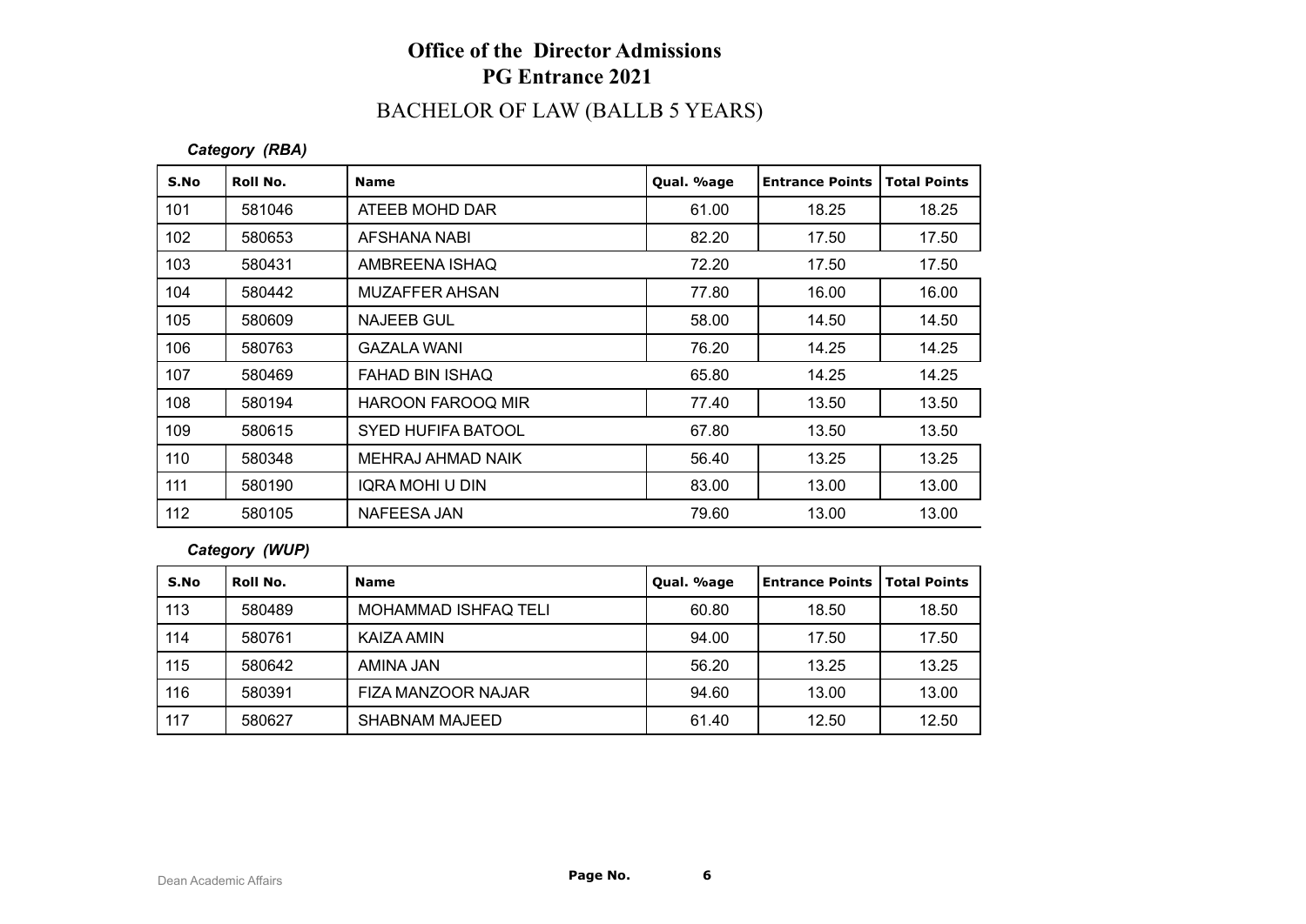# Office of the Director Admissions
## PG Entrance 2021

## BACHELOR OF LAW (BALLB 5 YEARS)

*Category (RBA)*

| S.No | Roll No. | Name | Qual. %age | Entrance Points | Total Points |
|---|---|---|---|---|---|
| 101 | 581046 | ATEEB MOHD DAR | 61.00 | 18.25 | 18.25 |
| 102 | 580653 | AFSHANA NABI | 82.20 | 17.50 | 17.50 |
| 103 | 580431 | AMBREENA ISHAQ | 72.20 | 17.50 | 17.50 |
| 104 | 580442 | MUZAFFER AHSAN | 77.80 | 16.00 | 16.00 |
| 105 | 580609 | NAJEEB GUL | 58.00 | 14.50 | 14.50 |
| 106 | 580763 | GAZALA WANI | 76.20 | 14.25 | 14.25 |
| 107 | 580469 | FAHAD BIN ISHAQ | 65.80 | 14.25 | 14.25 |
| 108 | 580194 | HAROON FAROOQ MIR | 77.40 | 13.50 | 13.50 |
| 109 | 580615 | SYED HUFIFA BATOOL | 67.80 | 13.50 | 13.50 |
| 110 | 580348 | MEHRAJ AHMAD NAIK | 56.40 | 13.25 | 13.25 |
| 111 | 580190 | IQRA MOHI U DIN | 83.00 | 13.00 | 13.00 |
| 112 | 580105 | NAFEESA JAN | 79.60 | 13.00 | 13.00 |

*Category (WUP)*

| S.No | Roll No. | Name | Qual. %age | Entrance Points | Total Points |
|---|---|---|---|---|---|
| 113 | 580489 | MOHAMMAD ISHFAQ TELI | 60.80 | 18.50 | 18.50 |
| 114 | 580761 | KAIZA AMIN | 94.00 | 17.50 | 17.50 |
| 115 | 580642 | AMINA JAN | 56.20 | 13.25 | 13.25 |
| 116 | 580391 | FIZA MANZOOR NAJAR | 94.60 | 13.00 | 13.00 |
| 117 | 580627 | SHABNAM MAJEED | 61.40 | 12.50 | 12.50 |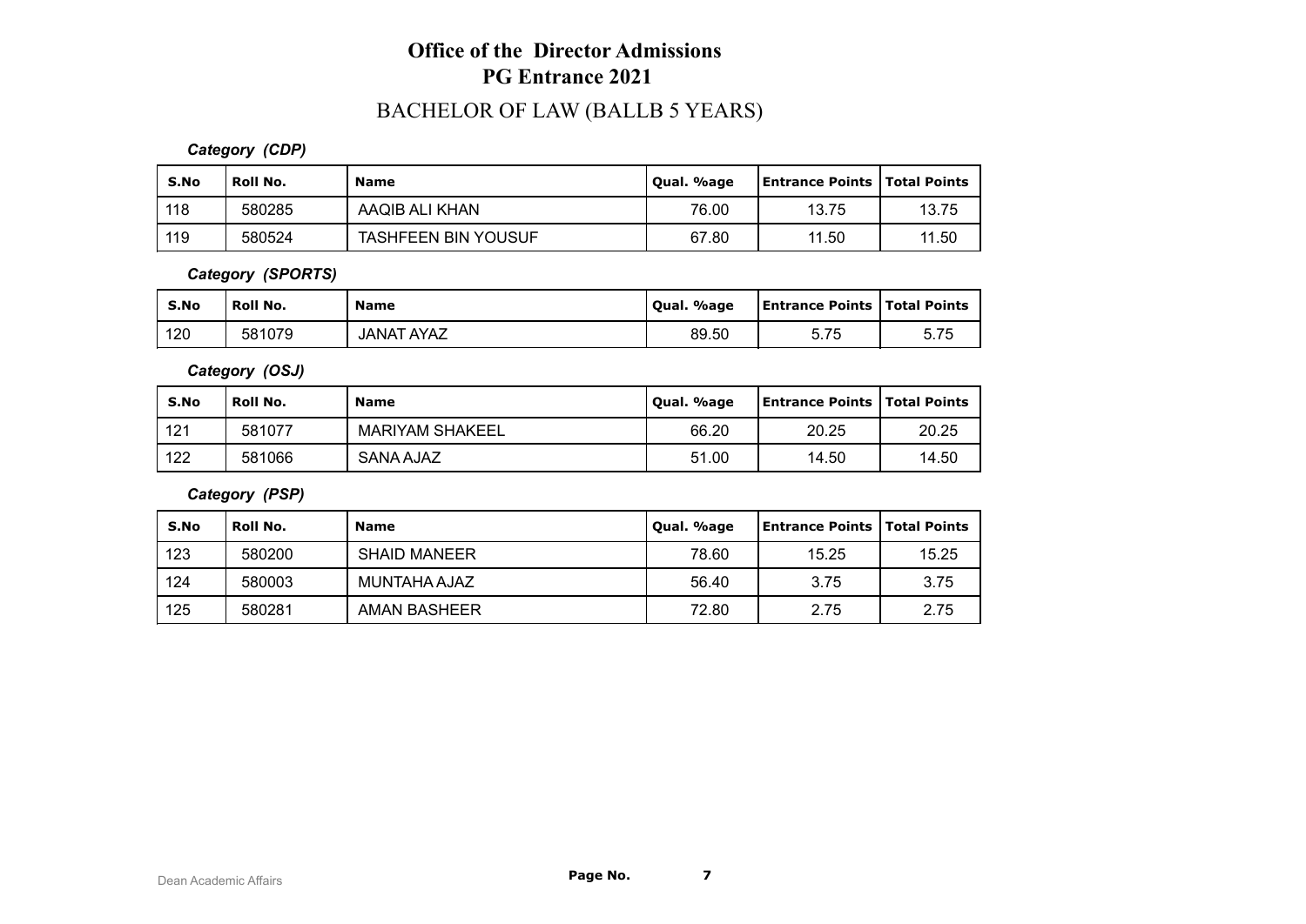# Office of the Director Admissions
# PG Entrance 2021

## BACHELOR OF LAW (BALLB 5 YEARS)

***Category (CDP)***

| S.No | Roll No. | Name | Qual. %age | Entrance Points | Total Points |
|---|---|---|---|---|---|
| 118 | 580285 | AAQIB ALI KHAN | 76.00 | 13.75 | 13.75 |
| 119 | 580524 | TASHFEEN BIN YOUSUF | 67.80 | 11.50 | 11.50 |

***Category (SPORTS)***

| S.No | Roll No. | Name | Qual. %age | Entrance Points | Total Points |
|---|---|---|---|---|---|
| 120 | 581079 | JANAT AYAZ | 89.50 | 5.75 | 5.75 |

***Category (OSJ)***

| S.No | Roll No. | Name | Qual. %age | Entrance Points | Total Points |
|---|---|---|---|---|---|
| 121 | 581077 | MARIYAM SHAKEEL | 66.20 | 20.25 | 20.25 |
| 122 | 581066 | SANA AJAZ | 51.00 | 14.50 | 14.50 |

***Category (PSP)***

| S.No | Roll No. | Name | Qual. %age | Entrance Points | Total Points |
|---|---|---|---|---|---|
| 123 | 580200 | SHAID MANEER | 78.60 | 15.25 | 15.25 |
| 124 | 580003 | MUNTAHA AJAZ | 56.40 | 3.75 | 3.75 |
| 125 | 580281 | AMAN BASHEER | 72.80 | 2.75 | 2.75 |

Dean Academic Affairs